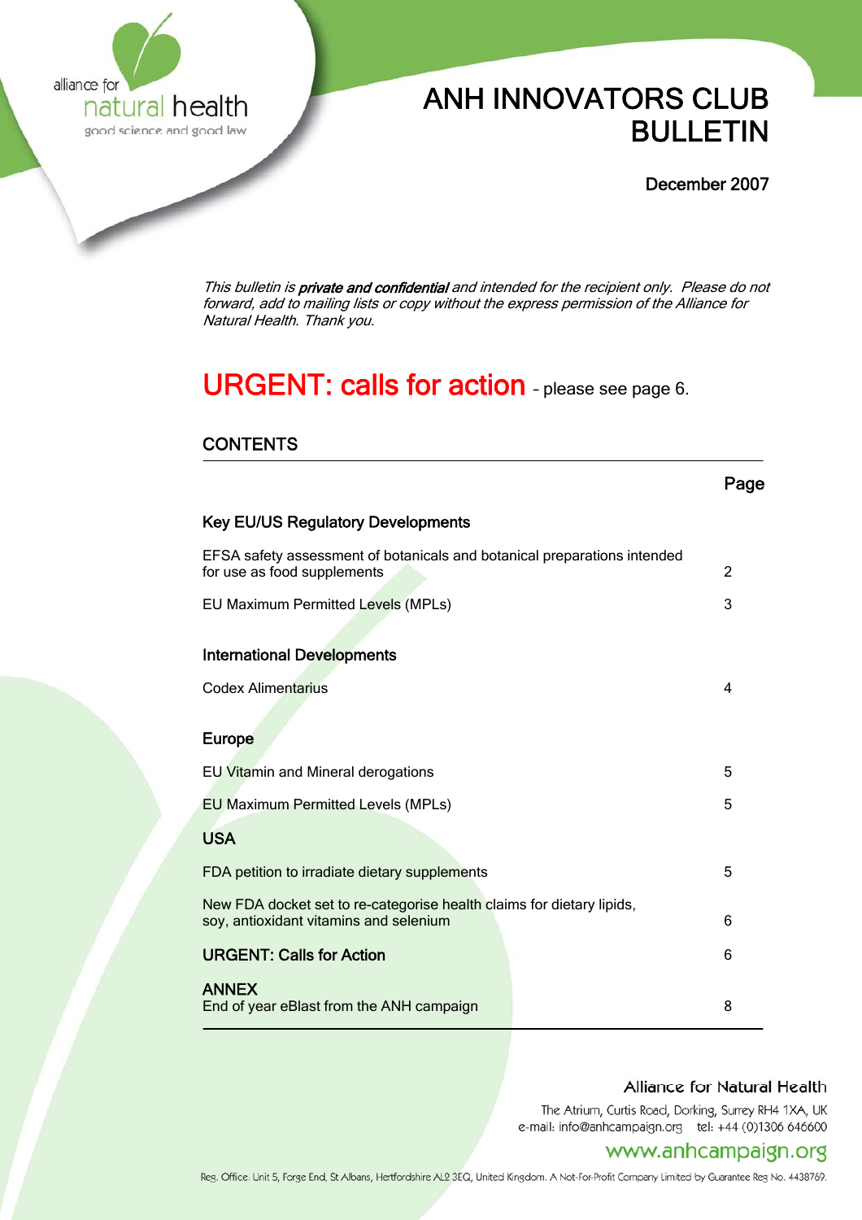alliance for natural health

good science and good law

# ANH INNOVATORS CLUB BULLETIN

**December 2007**

*This bulletin is **private and confidential** and intended for the recipient only. Please do not forward, add to mailing lists or copy without the express permission of the Alliance for Natural Health. Thank you.*

## URGENT: calls for action – please see page 6.

## CONTENTS

| | Page |
|---|---|
| **Key EU/US Regulatory Developments** | |
| EFSA safety assessment of botanicals and botanical preparations intended for use as food supplements | 2 |
| EU Maximum Permitted Levels (MPLs) | 3 |
| **International Developments** | |
| Codex Alimentarius | 4 |
| **Europe** | |
| EU Vitamin and Mineral derogations | 5 |
| EU Maximum Permitted Levels (MPLs) | 5 |
| **USA** | |
| FDA petition to irradiate dietary supplements | 5 |
| New FDA docket set to re-categorise health claims for dietary lipids, soy, antioxidant vitamins and selenium | 6 |
| **URGENT: Calls for Action** | 6 |
| **ANNEX** End of year eBlast from the ANH campaign | 8 |

**Alliance for Natural Health**

The Atrium, Curtis Road, Dorking, Surrey RH4 1XA, UK
e-mail: info@anhcampaign.org tel: +44 (0)1306 646600

www.anhcampaign.org

Reg. Office: Unit 5, Forge End, St Albans, Hertfordshire AL2 3EQ, United Kingdom. A Not-For-Profit Company Limited by Guarantee Reg No. 4438769.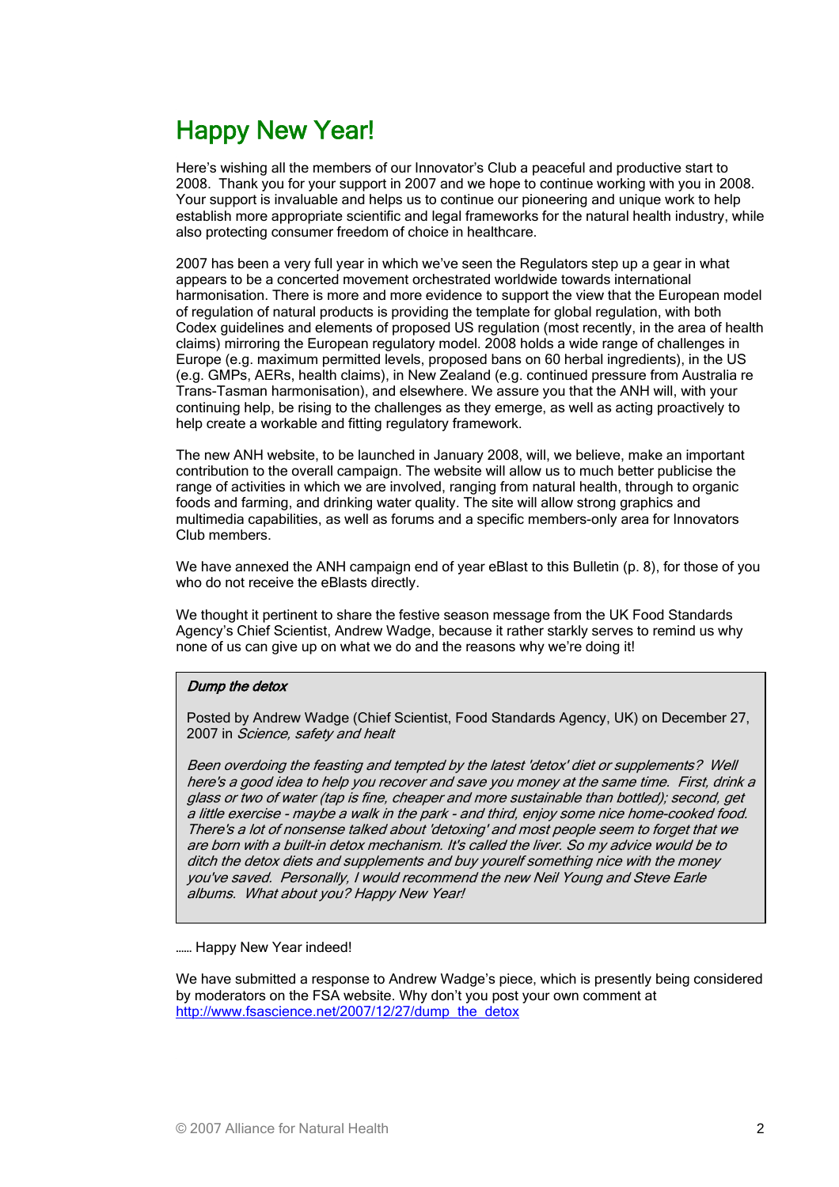# Happy New Year!

Here's wishing all the members of our Innovator's Club a peaceful and productive start to 2008. Thank you for your support in 2007 and we hope to continue working with you in 2008. Your support is invaluable and helps us to continue our pioneering and unique work to help establish more appropriate scientific and legal frameworks for the natural health industry, while also protecting consumer freedom of choice in healthcare.

2007 has been a very full year in which we've seen the Regulators step up a gear in what appears to be a concerted movement orchestrated worldwide towards international harmonisation. There is more and more evidence to support the view that the European model of regulation of natural products is providing the template for global regulation, with both Codex guidelines and elements of proposed US regulation (most recently, in the area of health claims) mirroring the European regulatory model. 2008 holds a wide range of challenges in Europe (e.g. maximum permitted levels, proposed bans on 60 herbal ingredients), in the US (e.g. GMPs, AERs, health claims), in New Zealand (e.g. continued pressure from Australia re Trans-Tasman harmonisation), and elsewhere. We assure you that the ANH will, with your continuing help, be rising to the challenges as they emerge, as well as acting proactively to help create a workable and fitting regulatory framework.

The new ANH website, to be launched in January 2008, will, we believe, make an important contribution to the overall campaign. The website will allow us to much better publicise the range of activities in which we are involved, ranging from natural health, through to organic foods and farming, and drinking water quality. The site will allow strong graphics and multimedia capabilities, as well as forums and a specific members-only area for Innovators Club members.

We have annexed the ANH campaign end of year eBlast to this Bulletin (p. 8), for those of you who do not receive the eBlasts directly.

We thought it pertinent to share the festive season message from the UK Food Standards Agency's Chief Scientist, Andrew Wadge, because it rather starkly serves to remind us why none of us can give up on what we do and the reasons why we're doing it!

> ***Dump the detox***
>
> Posted by Andrew Wadge (Chief Scientist, Food Standards Agency, UK) on December 27, 2007 in *Science, safety and healt*
>
> *Been overdoing the feasting and tempted by the latest 'detox' diet or supplements? Well here's a good idea to help you recover and save you money at the same time. First, drink a glass or two of water (tap is fine, cheaper and more sustainable than bottled); second, get a little exercise - maybe a walk in the park - and third, enjoy some nice home-cooked food. There's a lot of nonsense talked about 'detoxing' and most people seem to forget that we are born with a built-in detox mechanism. It's called the liver. So my advice would be to ditch the detox diets and supplements and buy yourelf something nice with the money you've saved. Personally, I would recommend the new Neil Young and Steve Earle albums. What about you? Happy New Year!*

…… Happy New Year indeed!

We have submitted a response to Andrew Wadge's piece, which is presently being considered by moderators on the FSA website. Why don't you post your own comment at http://www.fsascience.net/2007/12/27/dump_the_detox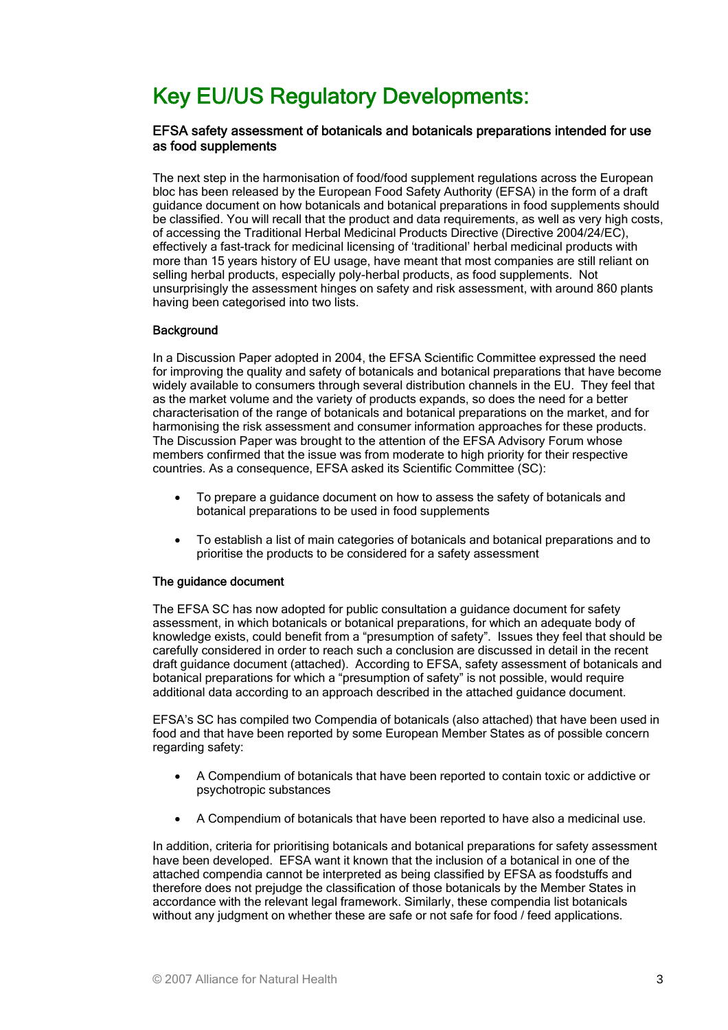# Key EU/US Regulatory Developments:

### EFSA safety assessment of botanicals and botanicals preparations intended for use as food supplements

The next step in the harmonisation of food/food supplement regulations across the European bloc has been released by the European Food Safety Authority (EFSA) in the form of a draft guidance document on how botanicals and botanical preparations in food supplements should be classified. You will recall that the product and data requirements, as well as very high costs, of accessing the Traditional Herbal Medicinal Products Directive (Directive 2004/24/EC), effectively a fast-track for medicinal licensing of 'traditional' herbal medicinal products with more than 15 years history of EU usage, have meant that most companies are still reliant on selling herbal products, especially poly-herbal products, as food supplements. Not unsurprisingly the assessment hinges on safety and risk assessment, with around 860 plants having been categorised into two lists.

#### Background

In a Discussion Paper adopted in 2004, the EFSA Scientific Committee expressed the need for improving the quality and safety of botanicals and botanical preparations that have become widely available to consumers through several distribution channels in the EU. They feel that as the market volume and the variety of products expands, so does the need for a better characterisation of the range of botanicals and botanical preparations on the market, and for harmonising the risk assessment and consumer information approaches for these products. The Discussion Paper was brought to the attention of the EFSA Advisory Forum whose members confirmed that the issue was from moderate to high priority for their respective countries. As a consequence, EFSA asked its Scientific Committee (SC):

- To prepare a guidance document on how to assess the safety of botanicals and botanical preparations to be used in food supplements
- To establish a list of main categories of botanicals and botanical preparations and to prioritise the products to be considered for a safety assessment

#### The guidance document

The EFSA SC has now adopted for public consultation a guidance document for safety assessment, in which botanicals or botanical preparations, for which an adequate body of knowledge exists, could benefit from a "presumption of safety". Issues they feel that should be carefully considered in order to reach such a conclusion are discussed in detail in the recent draft guidance document (attached). According to EFSA, safety assessment of botanicals and botanical preparations for which a "presumption of safety" is not possible, would require additional data according to an approach described in the attached guidance document.

EFSA's SC has compiled two Compendia of botanicals (also attached) that have been used in food and that have been reported by some European Member States as of possible concern regarding safety:

- A Compendium of botanicals that have been reported to contain toxic or addictive or psychotropic substances
- A Compendium of botanicals that have been reported to have also a medicinal use.

In addition, criteria for prioritising botanicals and botanical preparations for safety assessment have been developed. EFSA want it known that the inclusion of a botanical in one of the attached compendia cannot be interpreted as being classified by EFSA as foodstuffs and therefore does not prejudge the classification of those botanicals by the Member States in accordance with the relevant legal framework. Similarly, these compendia list botanicals without any judgment on whether these are safe or not safe for food / feed applications.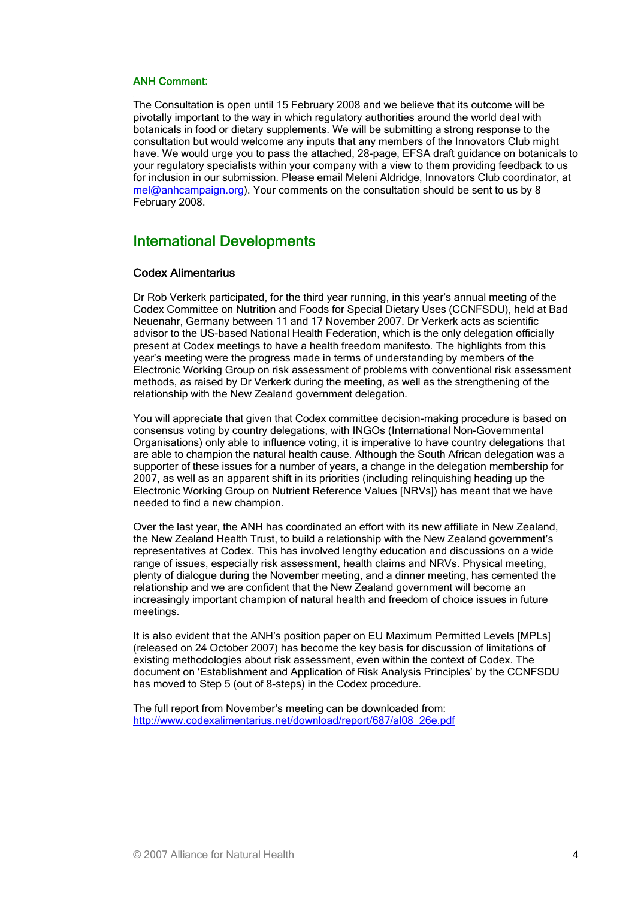**ANH Comment**:

The Consultation is open until 15 February 2008 and we believe that its outcome will be pivotally important to the way in which regulatory authorities around the world deal with botanicals in food or dietary supplements. We will be submitting a strong response to the consultation but would welcome any inputs that any members of the Innovators Club might have. We would urge you to pass the attached, 28-page, EFSA draft guidance on botanicals to your regulatory specialists within your company with a view to them providing feedback to us for inclusion in our submission. Please email Meleni Aldridge, Innovators Club coordinator, at mel@anhcampaign.org). Your comments on the consultation should be sent to us by 8 February 2008.

## International Developments

### Codex Alimentarius

Dr Rob Verkerk participated, for the third year running, in this year's annual meeting of the Codex Committee on Nutrition and Foods for Special Dietary Uses (CCNFSDU), held at Bad Neuenahr, Germany between 11 and 17 November 2007. Dr Verkerk acts as scientific advisor to the US-based National Health Federation, which is the only delegation officially present at Codex meetings to have a health freedom manifesto. The highlights from this year's meeting were the progress made in terms of understanding by members of the Electronic Working Group on risk assessment of problems with conventional risk assessment methods, as raised by Dr Verkerk during the meeting, as well as the strengthening of the relationship with the New Zealand government delegation.

You will appreciate that given that Codex committee decision-making procedure is based on consensus voting by country delegations, with INGOs (International Non-Governmental Organisations) only able to influence voting, it is imperative to have country delegations that are able to champion the natural health cause. Although the South African delegation was a supporter of these issues for a number of years, a change in the delegation membership for 2007, as well as an apparent shift in its priorities (including relinquishing heading up the Electronic Working Group on Nutrient Reference Values [NRVs]) has meant that we have needed to find a new champion.

Over the last year, the ANH has coordinated an effort with its new affiliate in New Zealand, the New Zealand Health Trust, to build a relationship with the New Zealand government's representatives at Codex. This has involved lengthy education and discussions on a wide range of issues, especially risk assessment, health claims and NRVs. Physical meeting, plenty of dialogue during the November meeting, and a dinner meeting, has cemented the relationship and we are confident that the New Zealand government will become an increasingly important champion of natural health and freedom of choice issues in future meetings.

It is also evident that the ANH's position paper on EU Maximum Permitted Levels [MPLs] (released on 24 October 2007) has become the key basis for discussion of limitations of existing methodologies about risk assessment, even within the context of Codex. The document on 'Establishment and Application of Risk Analysis Principles' by the CCNFSDU has moved to Step 5 (out of 8-steps) in the Codex procedure.

The full report from November's meeting can be downloaded from: http://www.codexalimentarius.net/download/report/687/al08_26e.pdf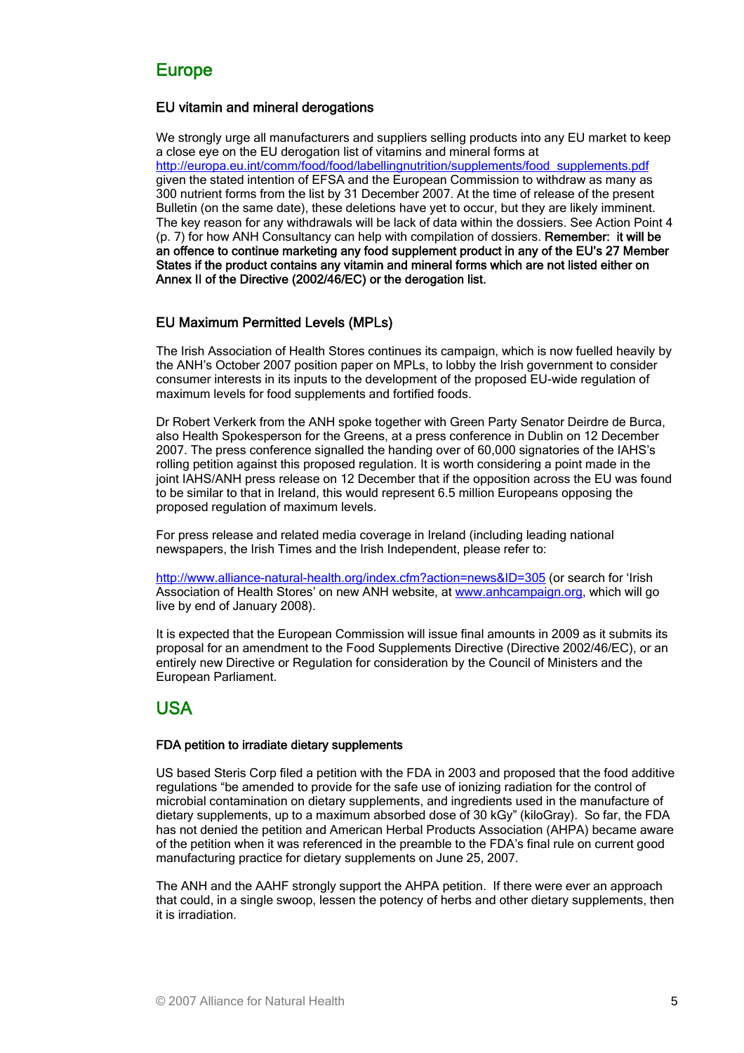# Europe

## EU vitamin and mineral derogations

We strongly urge all manufacturers and suppliers selling products into any EU market to keep a close eye on the EU derogation list of vitamins and mineral forms at http://europa.eu.int/comm/food/food/labellingnutrition/supplements/food_supplements.pdf given the stated intention of EFSA and the European Commission to withdraw as many as 300 nutrient forms from the list by 31 December 2007. At the time of release of the present Bulletin (on the same date), these deletions have yet to occur, but they are likely imminent. The key reason for any withdrawals will be lack of data within the dossiers. See Action Point 4 (p. 7) for how ANH Consultancy can help with compilation of dossiers. **Remember: it will be an offence to continue marketing any food supplement product in any of the EU's 27 Member States if the product contains any vitamin and mineral forms which are not listed either on Annex II of the Directive (2002/46/EC) or the derogation list.**

## EU Maximum Permitted Levels (MPLs)

The Irish Association of Health Stores continues its campaign, which is now fuelled heavily by the ANH's October 2007 position paper on MPLs, to lobby the Irish government to consider consumer interests in its inputs to the development of the proposed EU-wide regulation of maximum levels for food supplements and fortified foods.

Dr Robert Verkerk from the ANH spoke together with Green Party Senator Deirdre de Burca, also Health Spokesperson for the Greens, at a press conference in Dublin on 12 December 2007. The press conference signalled the handing over of 60,000 signatories of the IAHS's rolling petition against this proposed regulation. It is worth considering a point made in the joint IAHS/ANH press release on 12 December that if the opposition across the EU was found to be similar to that in Ireland, this would represent 6.5 million Europeans opposing the proposed regulation of maximum levels.

For press release and related media coverage in Ireland (including leading national newspapers, the Irish Times and the Irish Independent, please refer to:

http://www.alliance-natural-health.org/index.cfm?action=news&ID=305 (or search for 'Irish Association of Health Stores' on new ANH website, at www.anhcampaign.org, which will go live by end of January 2008).

It is expected that the European Commission will issue final amounts in 2009 as it submits its proposal for an amendment to the Food Supplements Directive (Directive 2002/46/EC), or an entirely new Directive or Regulation for consideration by the Council of Ministers and the European Parliament.

# USA

### FDA petition to irradiate dietary supplements

US based Steris Corp filed a petition with the FDA in 2003 and proposed that the food additive regulations "be amended to provide for the safe use of ionizing radiation for the control of microbial contamination on dietary supplements, and ingredients used in the manufacture of dietary supplements, up to a maximum absorbed dose of 30 kGy" (kiloGray). So far, the FDA has not denied the petition and American Herbal Products Association (AHPA) became aware of the petition when it was referenced in the preamble to the FDA's final rule on current good manufacturing practice for dietary supplements on June 25, 2007.

The ANH and the AAHF strongly support the AHPA petition. If there were ever an approach that could, in a single swoop, lessen the potency of herbs and other dietary supplements, then it is irradiation.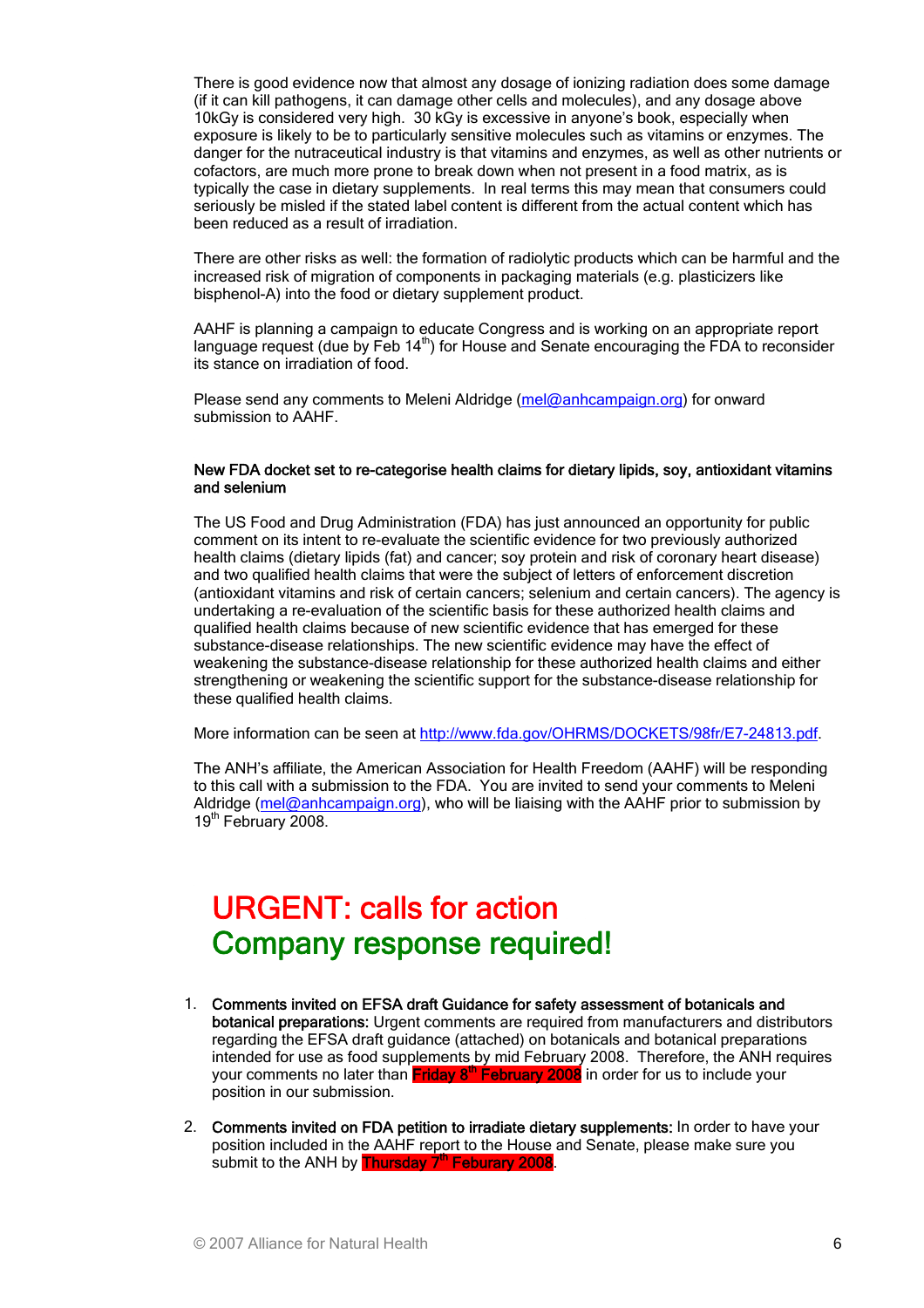There is good evidence now that almost any dosage of ionizing radiation does some damage (if it can kill pathogens, it can damage other cells and molecules), and any dosage above 10kGy is considered very high. 30 kGy is excessive in anyone's book, especially when exposure is likely to be to particularly sensitive molecules such as vitamins or enzymes. The danger for the nutraceutical industry is that vitamins and enzymes, as well as other nutrients or cofactors, are much more prone to break down when not present in a food matrix, as is typically the case in dietary supplements. In real terms this may mean that consumers could seriously be misled if the stated label content is different from the actual content which has been reduced as a result of irradiation.

There are other risks as well: the formation of radiolytic products which can be harmful and the increased risk of migration of components in packaging materials (e.g. plasticizers like bisphenol-A) into the food or dietary supplement product.

AAHF is planning a campaign to educate Congress and is working on an appropriate report language request (due by Feb 14th) for House and Senate encouraging the FDA to reconsider its stance on irradiation of food.

Please send any comments to Meleni Aldridge (mel@anhcampaign.org) for onward submission to AAHF.

**New FDA docket set to re-categorise health claims for dietary lipids, soy, antioxidant vitamins and selenium**

The US Food and Drug Administration (FDA) has just announced an opportunity for public comment on its intent to re-evaluate the scientific evidence for two previously authorized health claims (dietary lipids (fat) and cancer; soy protein and risk of coronary heart disease) and two qualified health claims that were the subject of letters of enforcement discretion (antioxidant vitamins and risk of certain cancers; selenium and certain cancers). The agency is undertaking a re-evaluation of the scientific basis for these authorized health claims and qualified health claims because of new scientific evidence that has emerged for these substance-disease relationships. The new scientific evidence may have the effect of weakening the substance-disease relationship for these authorized health claims and either strengthening or weakening the scientific support for the substance-disease relationship for these qualified health claims.

More information can be seen at http://www.fda.gov/OHRMS/DOCKETS/98fr/E7-24813.pdf.

The ANH's affiliate, the American Association for Health Freedom (AAHF) will be responding to this call with a submission to the FDA. You are invited to send your comments to Meleni Aldridge (mel@anhcampaign.org), who will be liaising with the AAHF prior to submission by 19th February 2008.

# URGENT: calls for action
# Company response required!

1. **Comments invited on EFSA draft Guidance for safety assessment of botanicals and botanical preparations:** Urgent comments are required from manufacturers and distributors regarding the EFSA draft guidance (attached) on botanicals and botanical preparations intended for use as food supplements by mid February 2008. Therefore, the ANH requires your comments no later than **Friday 8th February 2008** in order for us to include your position in our submission.

2. **Comments invited on FDA petition to irradiate dietary supplements:** In order to have your position included in the AAHF report to the House and Senate, please make sure you submit to the ANH by **Thursday 7th Feburary 2008**.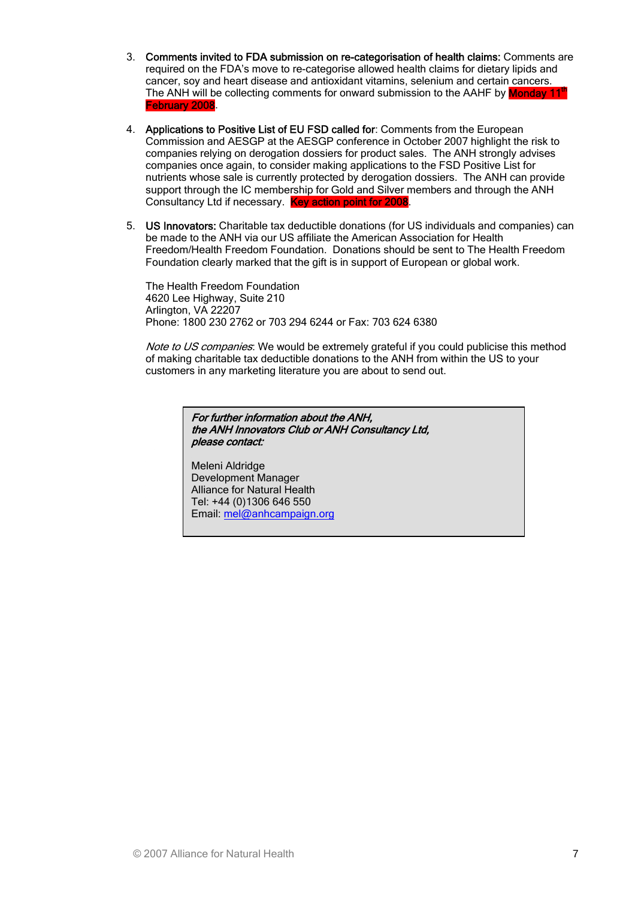3. **Comments invited to FDA submission on re-categorisation of health claims:** Comments are required on the FDA's move to re-categorise allowed health claims for dietary lipids and cancer, soy and heart disease and antioxidant vitamins, selenium and certain cancers. The ANH will be collecting comments for onward submission to the AAHF by Monday 11th February 2008.

4. **Applications to Positive List of EU FSD called for**: Comments from the European Commission and AESGP at the AESGP conference in October 2007 highlight the risk to companies relying on derogation dossiers for product sales. The ANH strongly advises companies once again, to consider making applications to the FSD Positive List for nutrients whose sale is currently protected by derogation dossiers. The ANH can provide support through the IC membership for Gold and Silver members and through the ANH Consultancy Ltd if necessary. Key action point for 2008.

5. **US Innovators:** Charitable tax deductible donations (for US individuals and companies) can be made to the ANH via our US affiliate the American Association for Health Freedom/Health Freedom Foundation. Donations should be sent to The Health Freedom Foundation clearly marked that the gift is in support of European or global work.

   The Health Freedom Foundation
   4620 Lee Highway, Suite 210
   Arlington, VA 22207
   Phone: 1800 230 2762 or 703 294 6244 or Fax: 703 624 6380

   *Note to US companies*: We would be extremely grateful if you could publicise this method of making charitable tax deductible donations to the ANH from within the US to your customers in any marketing literature you are about to send out.

***For further information about the ANH, the ANH Innovators Club or ANH Consultancy Ltd, please contact:***

Meleni Aldridge
Development Manager
Alliance for Natural Health
Tel: +44 (0)1306 646 550
Email: mel@anhcampaign.org

© 2007 Alliance for Natural Health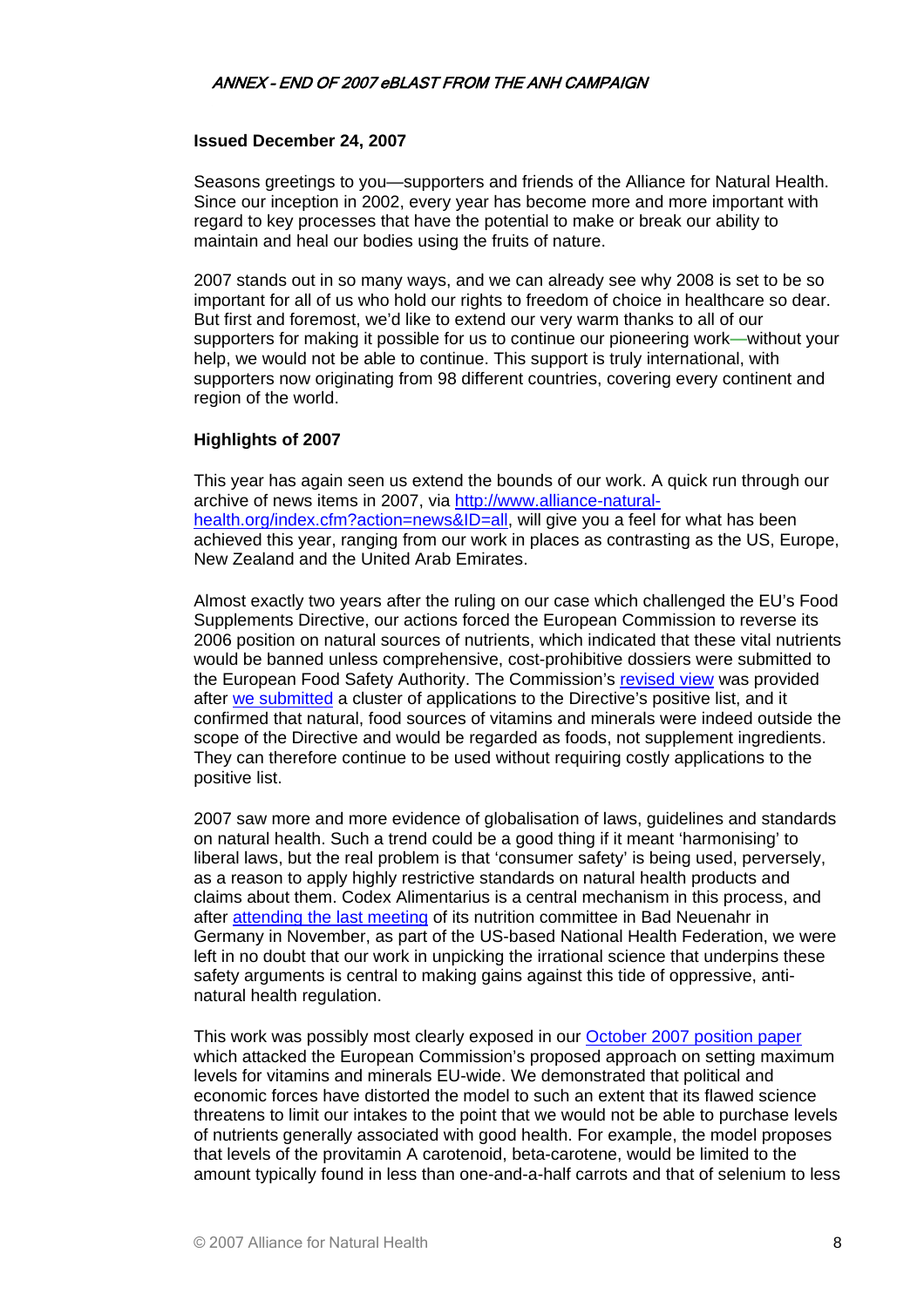## *ANNEX - END OF 2007 eBLAST FROM THE ANH CAMPAIGN*

**Issued December 24, 2007**

Seasons greetings to you—supporters and friends of the Alliance for Natural Health. Since our inception in 2002, every year has become more and more important with regard to key processes that have the potential to make or break our ability to maintain and heal our bodies using the fruits of nature.

2007 stands out in so many ways, and we can already see why 2008 is set to be so important for all of us who hold our rights to freedom of choice in healthcare so dear. But first and foremost, we'd like to extend our very warm thanks to all of our supporters for making it possible for us to continue our pioneering work—without your help, we would not be able to continue. This support is truly international, with supporters now originating from 98 different countries, covering every continent and region of the world.

**Highlights of 2007**

This year has again seen us extend the bounds of our work. A quick run through our archive of news items in 2007, via [http://www.alliance-natural-health.org/index.cfm?action=news&ID=all](http://www.alliance-natural-health.org/index.cfm?action=news&ID=all), will give you a feel for what has been achieved this year, ranging from our work in places as contrasting as the US, Europe, New Zealand and the United Arab Emirates.

Almost exactly two years after the ruling on our case which challenged the EU's Food Supplements Directive, our actions forced the European Commission to reverse its 2006 position on natural sources of nutrients, which indicated that these vital nutrients would be banned unless comprehensive, cost-prohibitive dossiers were submitted to the European Food Safety Authority. The Commission's revised view was provided after we submitted a cluster of applications to the Directive's positive list, and it confirmed that natural, food sources of vitamins and minerals were indeed outside the scope of the Directive and would be regarded as foods, not supplement ingredients. They can therefore continue to be used without requiring costly applications to the positive list.

2007 saw more and more evidence of globalisation of laws, guidelines and standards on natural health. Such a trend could be a good thing if it meant 'harmonising' to liberal laws, but the real problem is that 'consumer safety' is being used, perversely, as a reason to apply highly restrictive standards on natural health products and claims about them. Codex Alimentarius is a central mechanism in this process, and after attending the last meeting of its nutrition committee in Bad Neuenahr in Germany in November, as part of the US-based National Health Federation, we were left in no doubt that our work in unpicking the irrational science that underpins these safety arguments is central to making gains against this tide of oppressive, anti-natural health regulation.

This work was possibly most clearly exposed in our October 2007 position paper which attacked the European Commission's proposed approach on setting maximum levels for vitamins and minerals EU-wide. We demonstrated that political and economic forces have distorted the model to such an extent that its flawed science threatens to limit our intakes to the point that we would not be able to purchase levels of nutrients generally associated with good health. For example, the model proposes that levels of the provitamin A carotenoid, beta-carotene, would be limited to the amount typically found in less than one-and-a-half carrots and that of selenium to less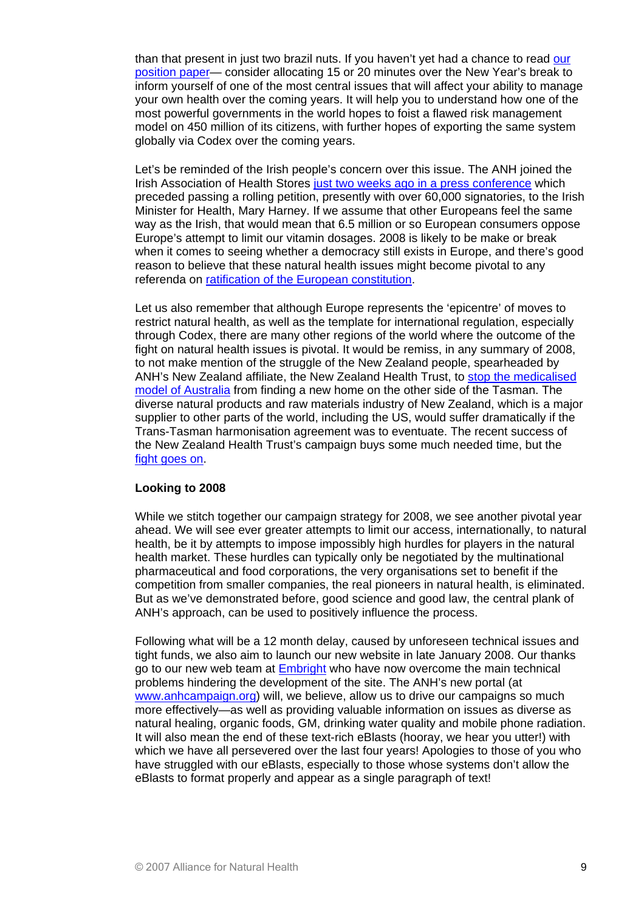than that present in just two brazil nuts. If you haven't yet had a chance to read our position paper— consider allocating 15 or 20 minutes over the New Year's break to inform yourself of one of the most central issues that will affect your ability to manage your own health over the coming years. It will help you to understand how one of the most powerful governments in the world hopes to foist a flawed risk management model on 450 million of its citizens, with further hopes of exporting the same system globally via Codex over the coming years.

Let's be reminded of the Irish people's concern over this issue. The ANH joined the Irish Association of Health Stores just two weeks ago in a press conference which preceded passing a rolling petition, presently with over 60,000 signatories, to the Irish Minister for Health, Mary Harney. If we assume that other Europeans feel the same way as the Irish, that would mean that 6.5 million or so European consumers oppose Europe's attempt to limit our vitamin dosages. 2008 is likely to be make or break when it comes to seeing whether a democracy still exists in Europe, and there's good reason to believe that these natural health issues might become pivotal to any referenda on ratification of the European constitution.

Let us also remember that although Europe represents the 'epicentre' of moves to restrict natural health, as well as the template for international regulation, especially through Codex, there are many other regions of the world where the outcome of the fight on natural health issues is pivotal. It would be remiss, in any summary of 2008, to not make mention of the struggle of the New Zealand people, spearheaded by ANH's New Zealand affiliate, the New Zealand Health Trust, to stop the medicalised model of Australia from finding a new home on the other side of the Tasman. The diverse natural products and raw materials industry of New Zealand, which is a major supplier to other parts of the world, including the US, would suffer dramatically if the Trans-Tasman harmonisation agreement was to eventuate. The recent success of the New Zealand Health Trust's campaign buys some much needed time, but the fight goes on.

**Looking to 2008**

While we stitch together our campaign strategy for 2008, we see another pivotal year ahead. We will see ever greater attempts to limit our access, internationally, to natural health, be it by attempts to impose impossibly high hurdles for players in the natural health market. These hurdles can typically only be negotiated by the multinational pharmaceutical and food corporations, the very organisations set to benefit if the competition from smaller companies, the real pioneers in natural health, is eliminated. But as we've demonstrated before, good science and good law, the central plank of ANH's approach, can be used to positively influence the process.

Following what will be a 12 month delay, caused by unforeseen technical issues and tight funds, we also aim to launch our new website in late January 2008. Our thanks go to our new web team at Embright who have now overcome the main technical problems hindering the development of the site. The ANH's new portal (at www.anhcampaign.org) will, we believe, allow us to drive our campaigns so much more effectively—as well as providing valuable information on issues as diverse as natural healing, organic foods, GM, drinking water quality and mobile phone radiation. It will also mean the end of these text-rich eBlasts (hooray, we hear you utter!) with which we have all persevered over the last four years! Apologies to those of you who have struggled with our eBlasts, especially to those whose systems don't allow the eBlasts to format properly and appear as a single paragraph of text!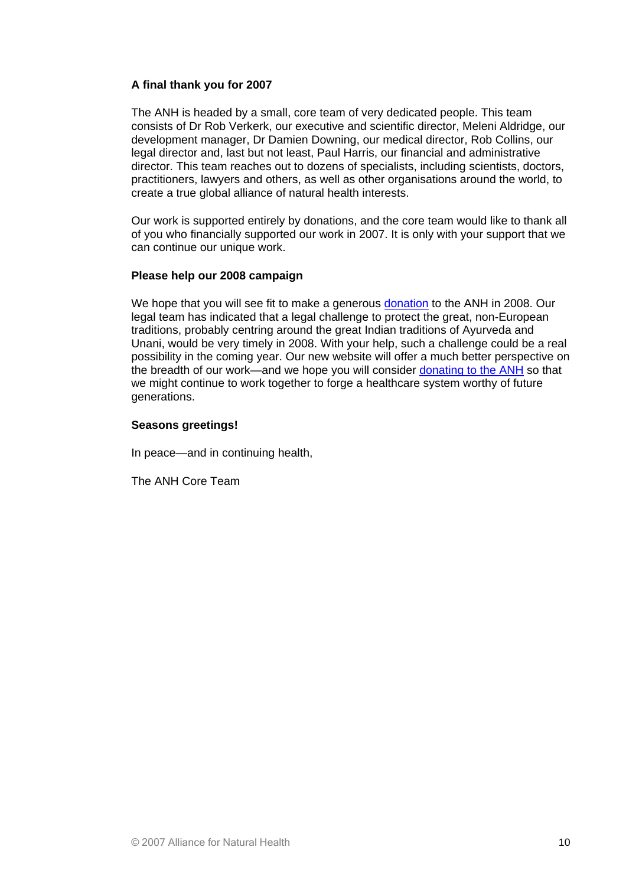**A final thank you for 2007**

The ANH is headed by a small, core team of very dedicated people. This team consists of Dr Rob Verkerk, our executive and scientific director, Meleni Aldridge, our development manager, Dr Damien Downing, our medical director, Rob Collins, our legal director and, last but not least, Paul Harris, our financial and administrative director. This team reaches out to dozens of specialists, including scientists, doctors, practitioners, lawyers and others, as well as other organisations around the world, to create a true global alliance of natural health interests.

Our work is supported entirely by donations, and the core team would like to thank all of you who financially supported our work in 2007. It is only with your support that we can continue our unique work.

**Please help our 2008 campaign**

We hope that you will see fit to make a generous donation to the ANH in 2008. Our legal team has indicated that a legal challenge to protect the great, non-European traditions, probably centring around the great Indian traditions of Ayurveda and Unani, would be very timely in 2008. With your help, such a challenge could be a real possibility in the coming year. Our new website will offer a much better perspective on the breadth of our work—and we hope you will consider donating to the ANH so that we might continue to work together to forge a healthcare system worthy of future generations.

**Seasons greetings!**

In peace—and in continuing health,

The ANH Core Team